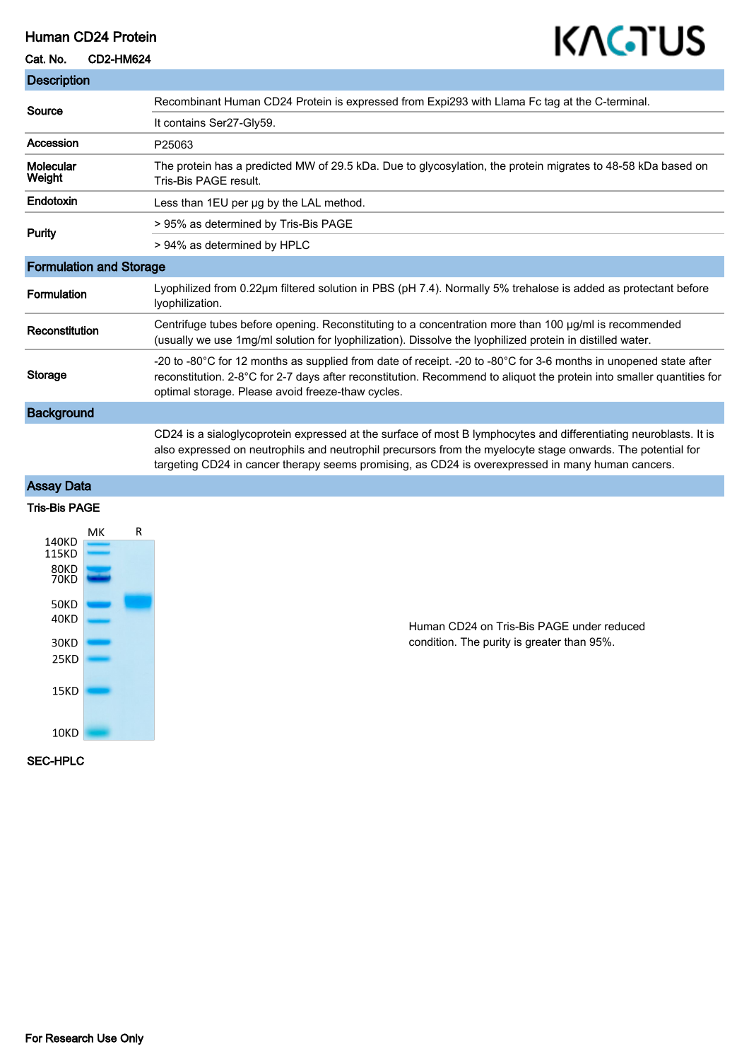# Human CD24 Protein

**Cat. No.** CD2-HM624

## Description

| | |
|---|---|
| **Source** | Recombinant Human CD24 Protein is expressed from Expi293 with Llama Fc tag at the C-terminal. |
| | It contains Ser27-Gly59. |
| **Accession** | P25063 |
| **Molecular Weight** | The protein has a predicted MW of 29.5 kDa. Due to glycosylation, the protein migrates to 48-58 kDa based on Tris-Bis PAGE result. |
| **Endotoxin** | Less than 1EU per μg by the LAL method. |
| **Purity** | > 95% as determined by Tris-Bis PAGE |
| | > 94% as determined by HPLC |

## Formulation and Storage

| | |
|---|---|
| **Formulation** | Lyophilized from 0.22μm filtered solution in PBS (pH 7.4). Normally 5% trehalose is added as protectant before lyophilization. |
| **Reconstitution** | Centrifuge tubes before opening. Reconstituting to a concentration more than 100 μg/ml is recommended (usually we use 1mg/ml solution for lyophilization). Dissolve the lyophilized protein in distilled water. |
| **Storage** | -20 to -80°C for 12 months as supplied from date of receipt. -20 to -80°C for 3-6 months in unopened state after reconstitution. 2-8°C for 2-7 days after reconstitution. Recommend to aliquot the protein into smaller quantities for optimal storage. Please avoid freeze-thaw cycles. |

## Background

CD24 is a sialoglycoprotein expressed at the surface of most B lymphocytes and differentiating neuroblasts. It is also expressed on neutrophils and neutrophil precursors from the myelocyte stage onwards. The potential for targeting CD24 in cancer therapy seems promising, as CD24 is overexpressed in many human cancers.

## Assay Data

### Tris-Bis PAGE

Human CD24 on Tris-Bis PAGE under reduced condition. The purity is greater than 95%.

### SEC-HPLC

For Research Use Only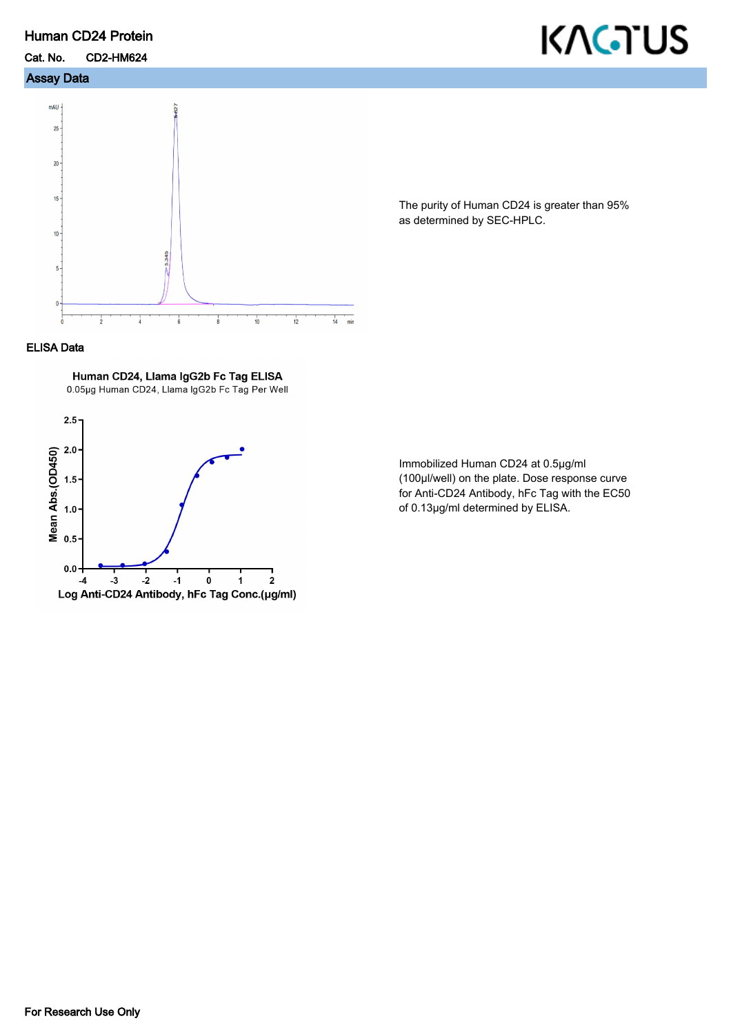Human CD24 Protein

Cat. No. CD2-HM624

KACTUS

## Assay Data

mAU
25
20
15
10
5
0
0 2 4 6 8 10 12 14 min
5.627
5.349

The purity of Human CD24 is greater than 95% as determined by SEC-HPLC.

## ELISA Data

**Human CD24, Llama IgG2b Fc Tag ELISA**

0.05μg Human CD24, Llama IgG2b Fc Tag Per Well

Mean Abs.(OD450)
2.5
2.0
1.5
1.0
0.5
0.0
-4 -3 -2 -1 0 1 2
Log Anti-CD24 Antibody, hFc Tag Conc.(μg/ml)

Immobilized Human CD24 at 0.5μg/ml (100μl/well) on the plate. Dose response curve for Anti-CD24 Antibody, hFc Tag with the EC50 of 0.13μg/ml determined by ELISA.

For Research Use Only